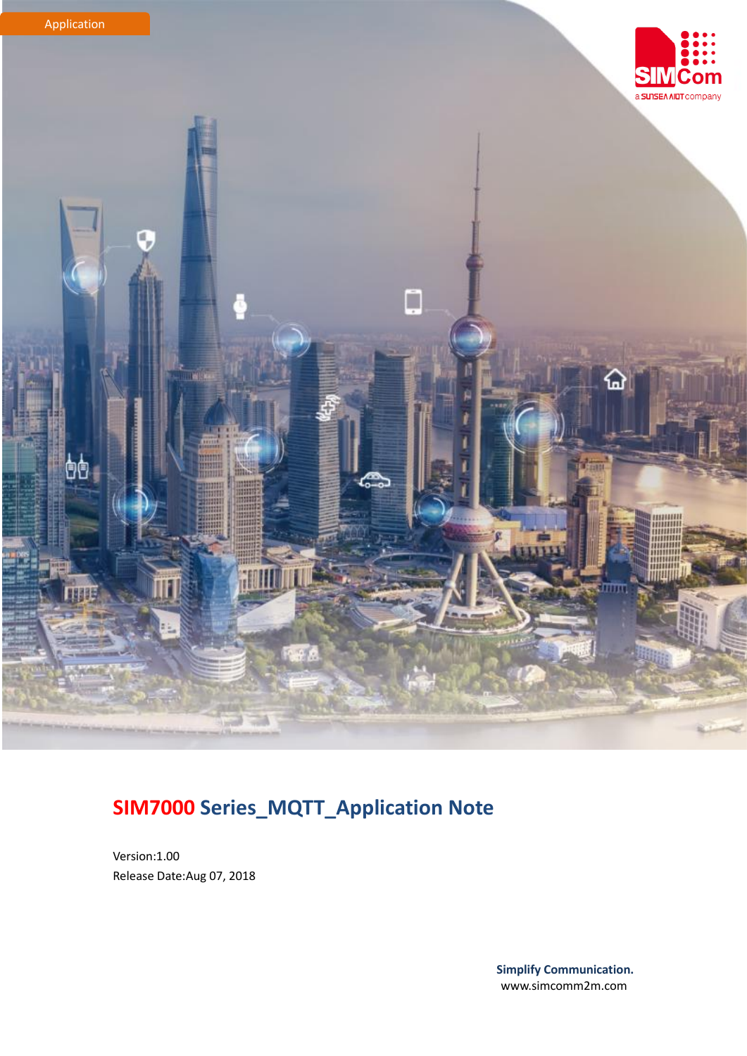Application

# SIM7000 Series_MQTT_Application Note

Version:1.00
Release Date:Aug 07, 2018

**Simplify Communication.**
www.simcomm2m.com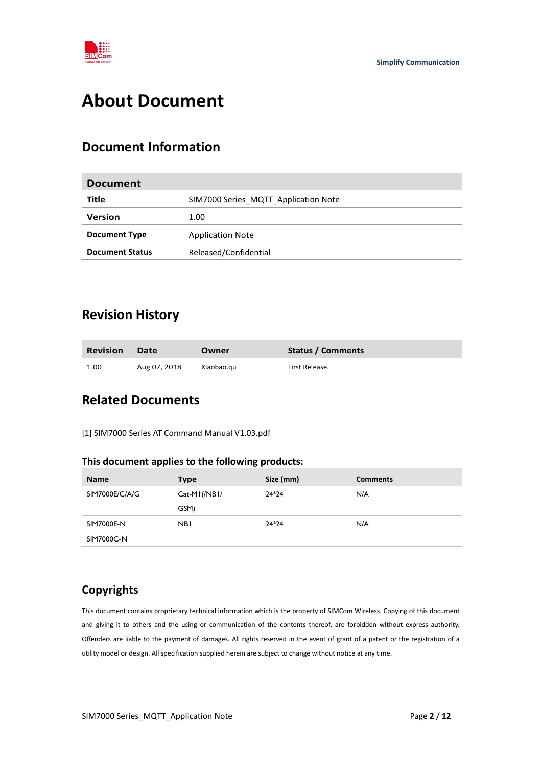# About Document

## Document Information

| Document | |
|---|---|
| **Title** | SIM7000 Series_MQTT_Application Note |
| **Version** | 1.00 |
| **Document Type** | Application Note |
| **Document Status** | Released/Confidential |

## Revision History

| Revision | Date | Owner | Status / Comments |
|---|---|---|---|
| 1.00 | Aug 07, 2018 | Xiaobao.qu | First Release. |

## Related Documents

[1] SIM7000 Series AT Command Manual V1.03.pdf

### This document applies to the following products:

| Name | Type | Size (mm) | Comments |
|---|---|---|---|
| SIM7000E/C/A/G | Cat-M1(/NB1/ GSM) | 24*24 | N/A |
| SIM7000E-N SIM7000C-N | NB1 | 24*24 | N/A |

## Copyrights

This document contains proprietary technical information which is the property of SIMCom Wireless. Copying of this document and giving it to others and the using or communication of the contents thereof, are forbidden without express authority. Offenders are liable to the payment of damages. All rights reserved in the event of grant of a patent or the registration of a utility model or design. All specification supplied herein are subject to change without notice at any time.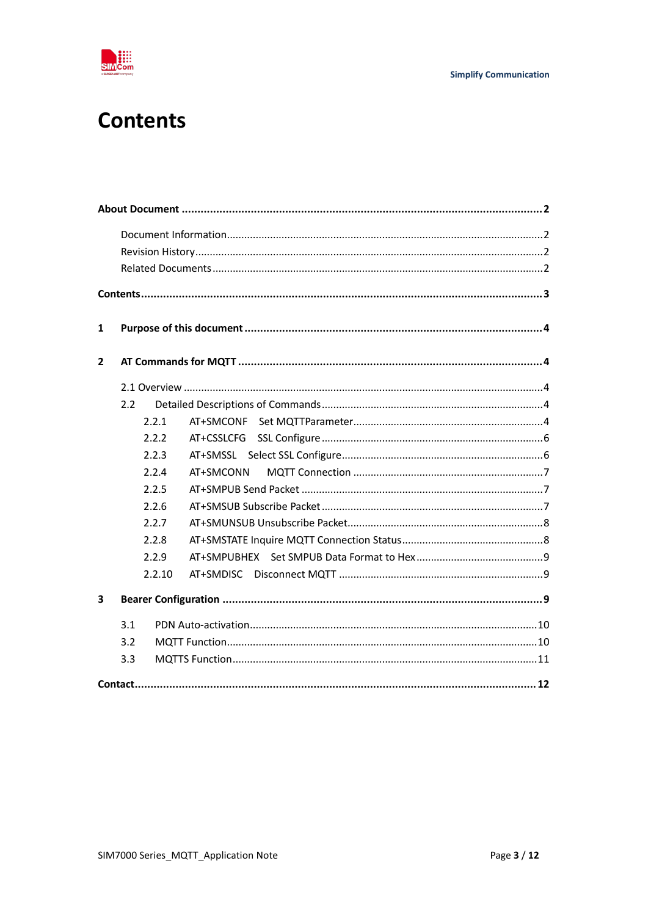# Contents

**About Document** ........................................................................................................ **2**

Document Information ........................................................................................................ 2
Revision History ........................................................................................................ 2
Related Documents ........................................................................................................ 2

**Contents** ........................................................................................................ **3**

**1 Purpose of this document** ........................................................................................................ **4**

**2 AT Commands for MQTT** ........................................................................................................ **4**

2.1 Overview ........................................................................................................ 4
2.2 Detailed Descriptions of Commands ........................................................................................................ 4
2.2.1 AT+SMCONF Set MQTTParameter ........................................................................................................ 4
2.2.2 AT+CSSLCFG SSL Configure ........................................................................................................ 6
2.2.3 AT+SMSSL Select SSL Configure ........................................................................................................ 6
2.2.4 AT+SMCONN MQTT Connection ........................................................................................................ 7
2.2.5 AT+SMPUB Send Packet ........................................................................................................ 7
2.2.6 AT+SMSUB Subscribe Packet ........................................................................................................ 7
2.2.7 AT+SMUNSUB Unsubscribe Packet ........................................................................................................ 8
2.2.8 AT+SMSTATE Inquire MQTT Connection Status ........................................................................................................ 8
2.2.9 AT+SMPUBHEX Set SMPUB Data Format to Hex ........................................................................................................ 9
2.2.10 AT+SMDISC Disconnect MQTT ........................................................................................................ 9

**3 Bearer Configuration** ........................................................................................................ **9**

3.1 PDN Auto-activation ........................................................................................................ 10
3.2 MQTT Function ........................................................................................................ 10
3.3 MQTTS Function ........................................................................................................ 11

**Contact** ........................................................................................................ **12**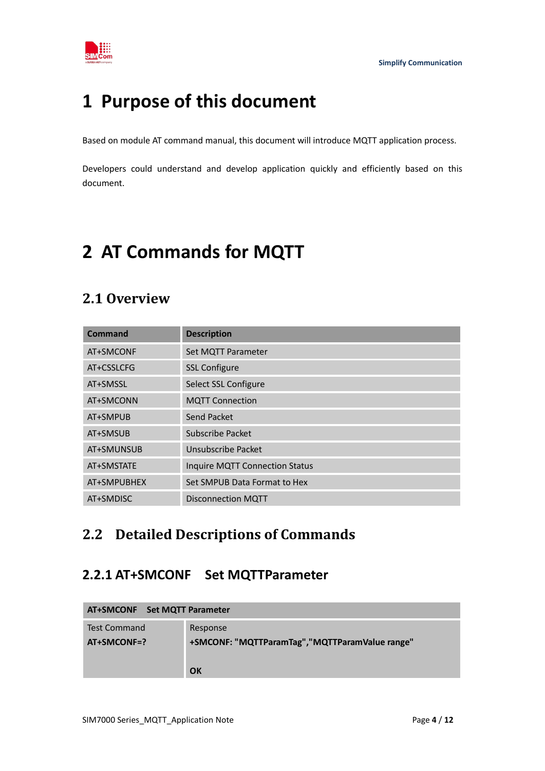# 1 Purpose of this document

Based on module AT command manual, this document will introduce MQTT application process.

Developers could understand and develop application quickly and efficiently based on this document.

# 2 AT Commands for MQTT

## 2.1 Overview

| Command | Description |
|---|---|
| AT+SMCONF | Set MQTT Parameter |
| AT+CSSLCFG | SSL Configure |
| AT+SMSSL | Select SSL Configure |
| AT+SMCONN | MQTT Connection |
| AT+SMPUB | Send Packet |
| AT+SMSUB | Subscribe Packet |
| AT+SMUNSUB | Unsubscribe Packet |
| AT+SMSTATE | Inquire MQTT Connection Status |
| AT+SMPUBHEX | Set SMPUB Data Format to Hex |
| AT+SMDISC | Disconnection MQTT |

## 2.2 Detailed Descriptions of Commands

### 2.2.1 AT+SMCONF Set MQTTParameter

| AT+SMCONF Set MQTT Parameter | |
|---|---|
| Test Command<br>**AT+SMCONF=?** | Response<br>**+SMCONF: "MQTTParamTag","MQTTParamValue range"**<br><br>**OK** |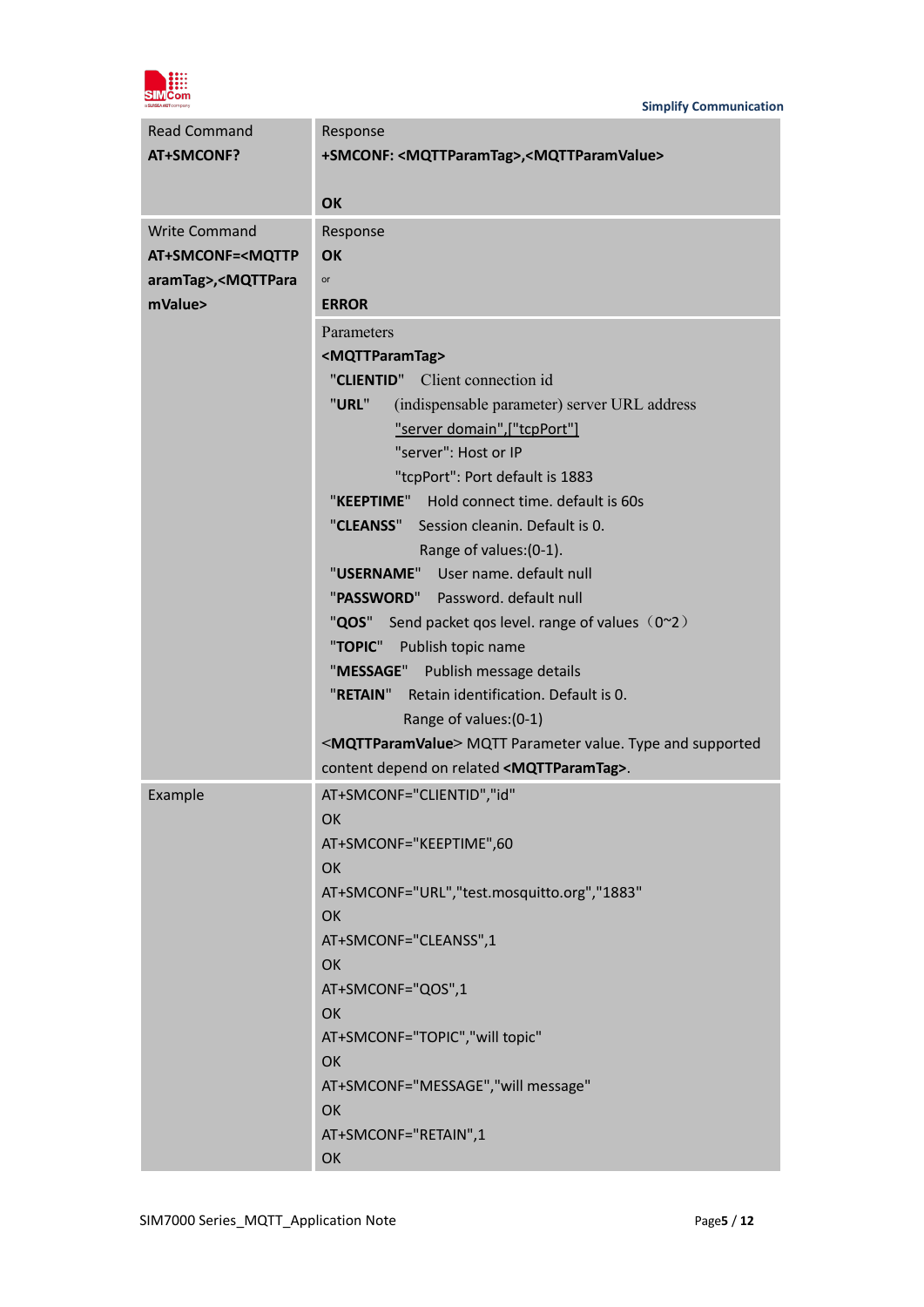| Read Command<br>**AT+SMCONF?** | Response<br>**+SMCONF: <MQTTParamTag>,<MQTTParamValue>**<br><br>**OK** |
|---|---|
| Write Command<br>**AT+SMCONF=<MQTTParamTag>,<MQTTParamValue>** | Response<br>**OK**<br>or<br>**ERROR** |
| | Parameters<br>**<MQTTParamTag>**<br>"**CLIENTID**" Client connection id<br>"**URL**" (indispensable parameter) server URL address<br>"server domain",["tcpPort"]<br>"server": Host or IP<br>"tcpPort": Port default is 1883<br>"**KEEPTIME**" Hold connect time. default is 60s<br>"**CLEANSS**" Session cleanin. Default is 0.<br>Range of values:(0-1).<br>"**USERNAME**" User name. default null<br>"**PASSWORD**" Password. default null<br>"**QOS**" Send packet qos level. range of values（0~2）<br>"**TOPIC**" Publish topic name<br>"**MESSAGE**" Publish message details<br>"**RETAIN**" Retain identification. Default is 0.<br>Range of values:(0-1)<br><**MQTTParamValue**> MQTT Parameter value. Type and supported content depend on related **<MQTTParamTag>**. |
| Example | AT+SMCONF="CLIENTID","id"<br>OK<br>AT+SMCONF="KEEPTIME",60<br>OK<br>AT+SMCONF="URL","test.mosquitto.org","1883"<br>OK<br>AT+SMCONF="CLEANSS",1<br>OK<br>AT+SMCONF="QOS",1<br>OK<br>AT+SMCONF="TOPIC","will topic"<br>OK<br>AT+SMCONF="MESSAGE","will message"<br>OK<br>AT+SMCONF="RETAIN",1<br>OK |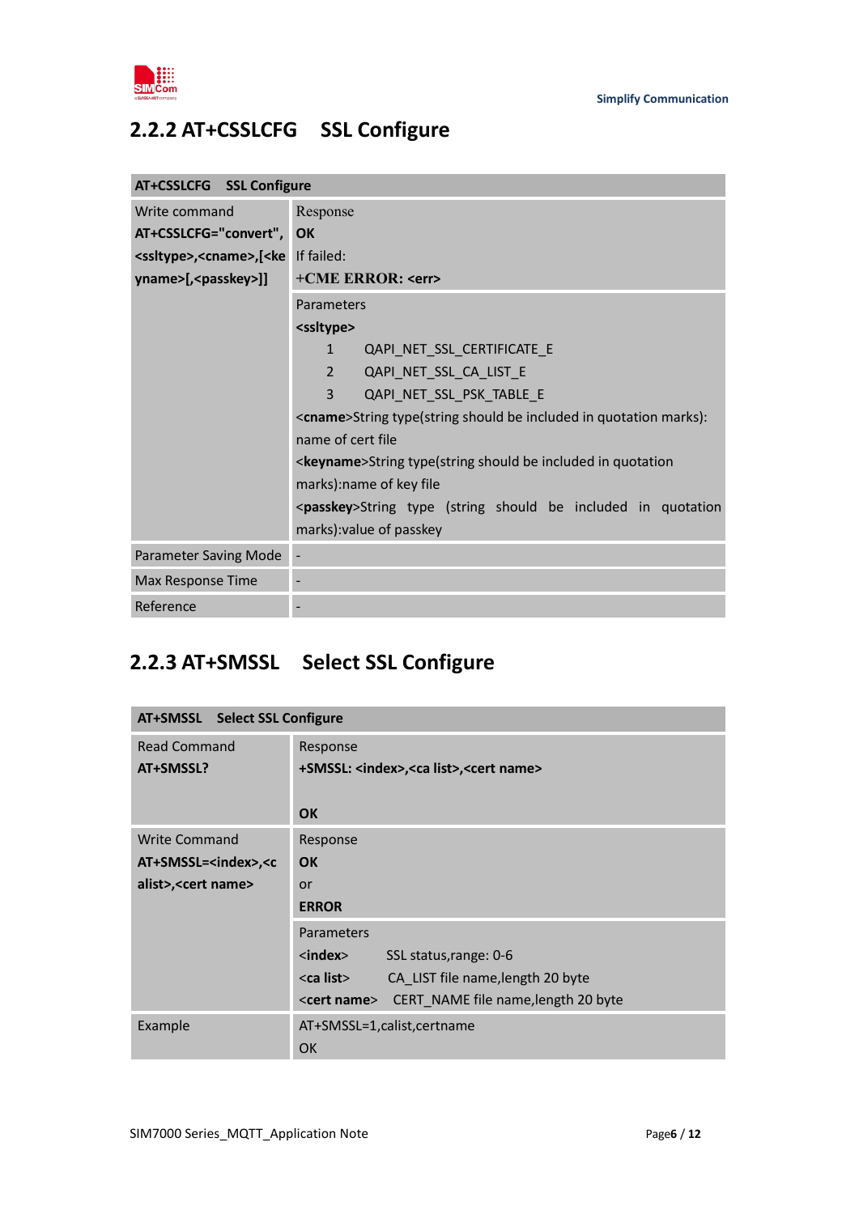### 2.2.2 AT+CSSLCFG SSL Configure

| AT+CSSLCFG SSL Configure | |
|---|---|
| Write command<br>**AT+CSSLCFG="convert",<ssltype>,<cname>,[<keyname>[,<passkey>]]** | Response<br>**OK**<br>If failed:<br>**+CME ERROR: <err>** |
| | Parameters<br>**<ssltype>**<br>1 QAPI_NET_SSL_CERTIFICATE_E<br>2 QAPI_NET_SSL_CA_LIST_E<br>3 QAPI_NET_SSL_PSK_TABLE_E<br><**cname**>String type(string should be included in quotation marks): name of cert file<br><**keyname**>String type(string should be included in quotation marks):name of key file<br><**passkey**>String type (string should be included in quotation marks):value of passkey |
| Parameter Saving Mode | - |
| Max Response Time | - |
| Reference | - |

### 2.2.3 AT+SMSSL Select SSL Configure

| AT+SMSSL Select SSL Configure | |
|---|---|
| Read Command<br>**AT+SMSSL?** | Response<br>**+SMSSL: <index>,<ca list>,<cert name>**<br><br>**OK** |
| Write Command<br>**AT+SMSSL=<index>,<calist>,<cert name>** | Response<br>**OK**<br>or<br>**ERROR** |
| | Parameters<br><**index**> SSL status,range: 0-6<br><**ca list**> CA_LIST file name,length 20 byte<br><**cert name**> CERT_NAME file name,length 20 byte |
| Example | AT+SMSSL=1,calist,certname<br>OK |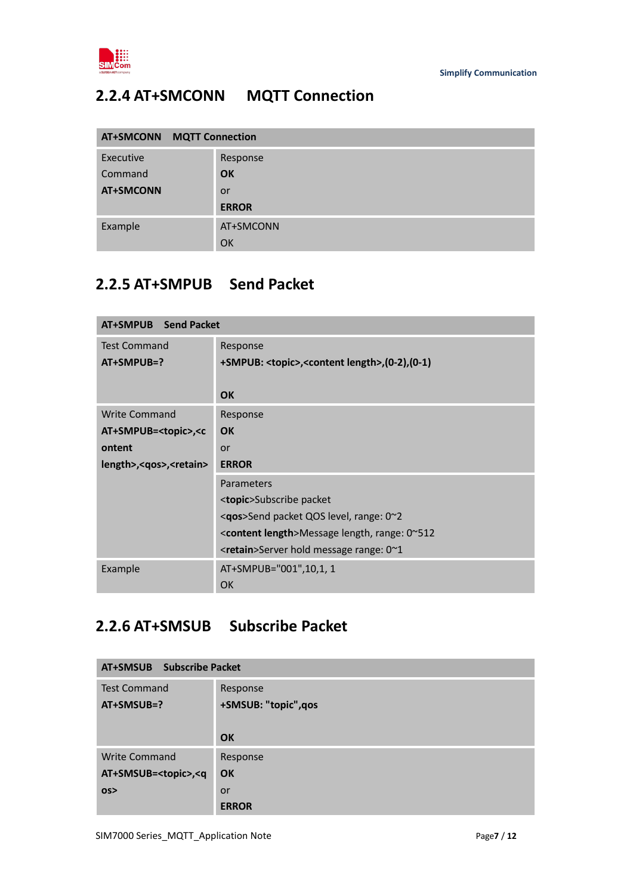### 2.2.4 AT+SMCONN MQTT Connection

| **AT+SMCONN MQTT Connection** | |
|---|---|
| Executive Command<br>**AT+SMCONN** | Response<br>**OK**<br>or<br>**ERROR** |
| Example | AT+SMCONN<br>OK |

### 2.2.5 AT+SMPUB Send Packet

| **AT+SMPUB Send Packet** | |
|---|---|
| Test Command<br>**AT+SMPUB=?** | Response<br>**+SMPUB: <topic>,<content length>,(0-2),(0-1)**<br><br>**OK** |
| Write Command<br>**AT+SMPUB=<topic>,<content length>,<qos>,<retain>** | Response<br>**OK**<br>or<br>**ERROR** |
| | Parameters<br><**topic**>Subscribe packet<br><**qos**>Send packet QOS level, range: 0~2<br><**content length**>Message length, range: 0~512<br><**retain**>Server hold message range: 0~1 |
| Example | AT+SMPUB="001",10,1, 1<br>OK |

### 2.2.6 AT+SMSUB Subscribe Packet

| **AT+SMSUB Subscribe Packet** | |
|---|---|
| Test Command<br>**AT+SMSUB=?** | Response<br>**+SMSUB: "topic",qos**<br><br>**OK** |
| Write Command<br>**AT+SMSUB=<topic>,<qos>** | Response<br>**OK**<br>or<br>**ERROR** |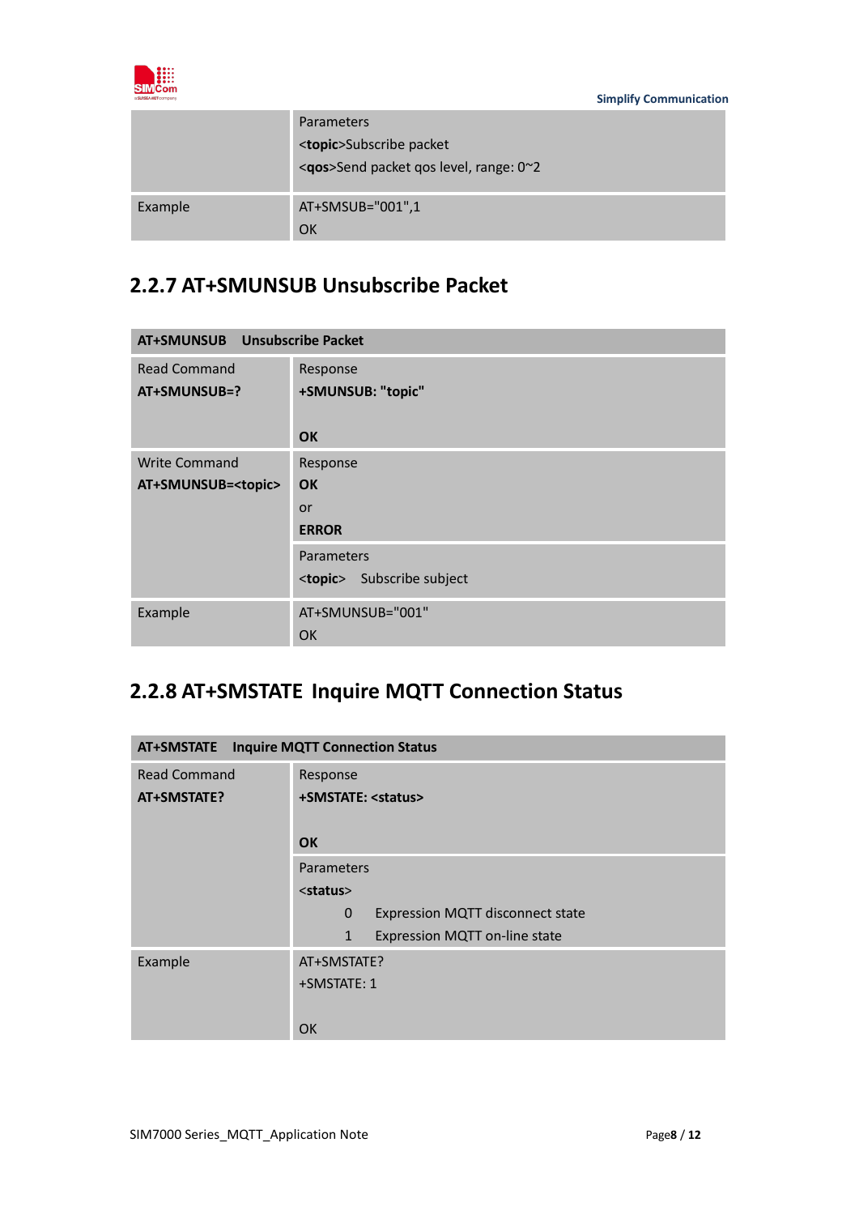| | |
|---|---|
| | Parameters<br><**topic**>Subscribe packet<br><**qos**>Send packet qos level, range: 0~2 |
| Example | AT+SMSUB="001",1<br>OK |

## 2.2.7 AT+SMUNSUB Unsubscribe Packet

| **AT+SMUNSUB Unsubscribe Packet** | |
|---|---|
| Read Command<br>**AT+SMUNSUB=?** | Response<br>**+SMUNSUB: "topic"**<br><br>**OK** |
| Write Command<br>**AT+SMUNSUB=<topic>** | Response<br>**OK**<br>or<br>**ERROR** |
| | Parameters<br><**topic**> Subscribe subject |
| Example | AT+SMUNSUB="001"<br>OK |

## 2.2.8 AT+SMSTATE Inquire MQTT Connection Status

| **AT+SMSTATE Inquire MQTT Connection Status** | |
|---|---|
| Read Command<br>**AT+SMSTATE?** | Response<br>**+SMSTATE: <status>**<br><br>**OK** |
| | Parameters<br><**status**><br>0 Expression MQTT disconnect state<br>1 Expression MQTT on-line state |
| Example | AT+SMSTATE?<br>+SMSTATE: 1<br><br>OK |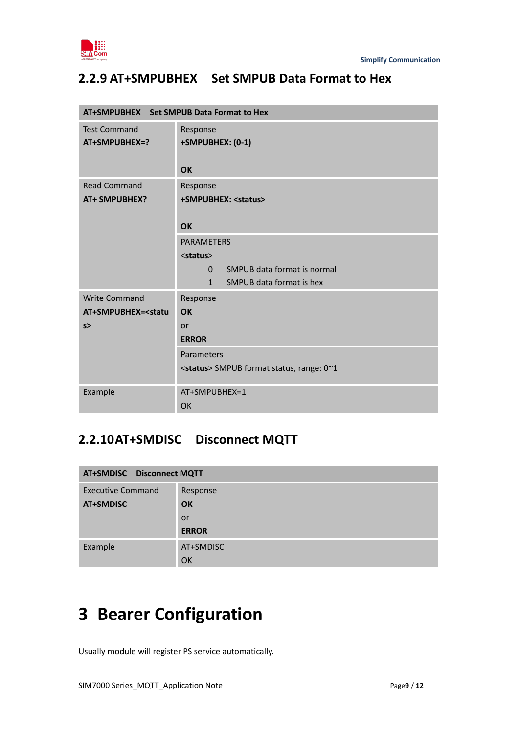### 2.2.9 AT+SMPUBHEX Set SMPUB Data Format to Hex

| **AT+SMPUBHEX Set SMPUB Data Format to Hex** | |
|---|---|
| Test Command<br>**AT+SMPUBHEX=?** | Response<br>**+SMPUBHEX: (0-1)**<br><br>**OK** |
| Read Command<br>**AT+ SMPUBHEX?** | Response<br>**+SMPUBHEX: <status>**<br><br>**OK** |
| | PARAMETERS<br>**<status>**<br>0 SMPUB data format is normal<br>1 SMPUB data format is hex |
| Write Command<br>**AT+SMPUBHEX=<status>** | Response<br>**OK**<br>or<br>**ERROR** |
| | Parameters<br>**<status>** SMPUB format status, range: 0~1 |
| Example | AT+SMPUBHEX=1<br>OK |

### 2.2.10 AT+SMDISC Disconnect MQTT

| **AT+SMDISC Disconnect MQTT** | |
|---|---|
| Executive Command<br>**AT+SMDISC** | Response<br>**OK**<br>or<br>**ERROR** |
| Example | AT+SMDISC<br>OK |

# 3 Bearer Configuration

Usually module will register PS service automatically.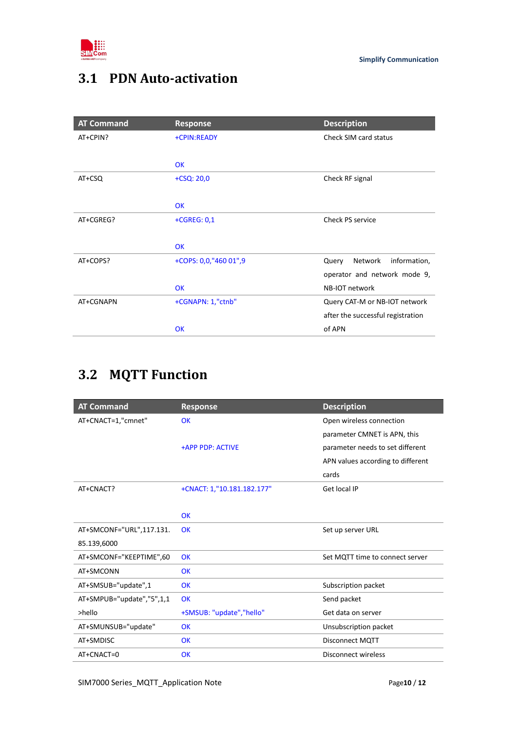## 3.1 PDN Auto-activation

| AT Command | Response | Description |
|---|---|---|
| AT+CPIN? | +CPIN:READY<br><br>OK | Check SIM card status |
| AT+CSQ | +CSQ: 20,0<br><br>OK | Check RF signal |
| AT+CGREG? | +CGREG: 0,1<br><br>OK | Check PS service |
| AT+COPS? | +COPS: 0,0,"460 01",9<br><br>OK | Query Network information, operator and network mode 9, NB-IOT network |
| AT+CGNAPN | +CGNAPN: 1,"ctnb"<br><br>OK | Query CAT-M or NB-IOT network after the successful registration of APN |

## 3.2 MQTT Function

| AT Command | Response | Description |
|---|---|---|
| AT+CNACT=1,"cmnet" | OK<br><br>+APP PDP: ACTIVE | Open wireless connection parameter CMNET is APN, this parameter needs to set different APN values according to different cards |
| AT+CNACT? | +CNACT: 1,"10.181.182.177"<br><br>OK | Get local IP |
| AT+SMCONF="URL",117.131.85.139,6000 | OK | Set up server URL |
| AT+SMCONF="KEEPTIME",60 | OK | Set MQTT time to connect server |
| AT+SMCONN | OK | |
| AT+SMSUB="update",1 | OK | Subscription packet |
| AT+SMPUB="update","5",1,1 | OK | Send packet |
| >hello | +SMSUB: "update","hello" | Get data on server |
| AT+SMUNSUB="update" | OK | Unsubscription packet |
| AT+SMDISC | OK | Disconnect MQTT |
| AT+CNACT=0 | OK | Disconnect wireless |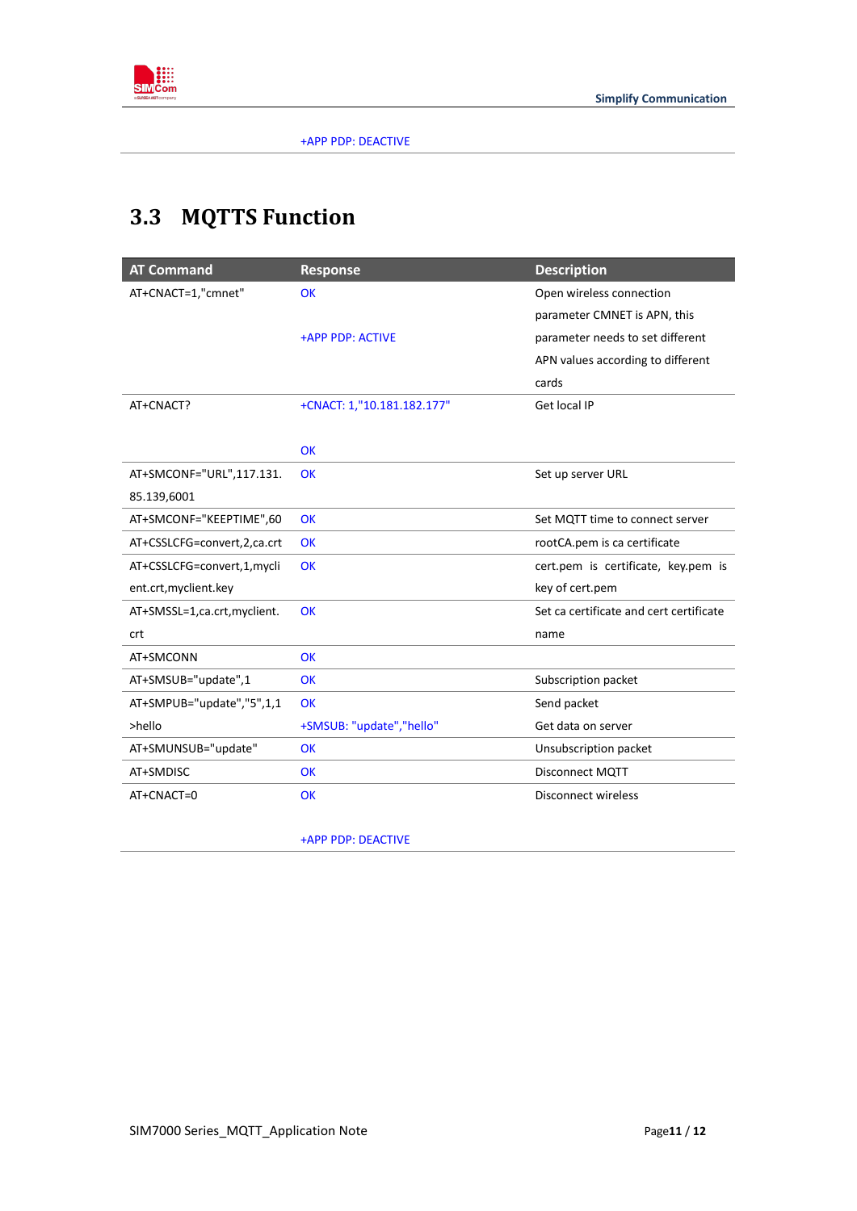+APP PDP: DEACTIVE

## 3.3 MQTTS Function

| AT Command | Response | Description |
|---|---|---|
| AT+CNACT=1,"cmnet" | OK<br><br>+APP PDP: ACTIVE | Open wireless connection parameter CMNET is APN, this parameter needs to set different APN values according to different cards |
| AT+CNACT? | +CNACT: 1,"10.181.182.177"<br><br>OK | Get local IP |
| AT+SMCONF="URL",117.131.85.139,6001 | OK | Set up server URL |
| AT+SMCONF="KEEPTIME",60 | OK | Set MQTT time to connect server |
| AT+CSSLCFG=convert,2,ca.crt | OK | rootCA.pem is ca certificate |
| AT+CSSLCFG=convert,1,myclient.crt,myclient.key | OK | cert.pem is certificate, key.pem is key of cert.pem |
| AT+SMSSL=1,ca.crt,myclient.crt | OK | Set ca certificate and cert certificate name |
| AT+SMCONN | OK | |
| AT+SMSUB="update",1 | OK | Subscription packet |
| AT+SMPUB="update","5",1,1<br>>hello | OK<br>+SMSUB: "update","hello" | Send packet<br>Get data on server |
| AT+SMUNSUB="update" | OK | Unsubscription packet |
| AT+SMDISC | OK | Disconnect MQTT |
| AT+CNACT=0 | OK<br><br>+APP PDP: DEACTIVE | Disconnect wireless |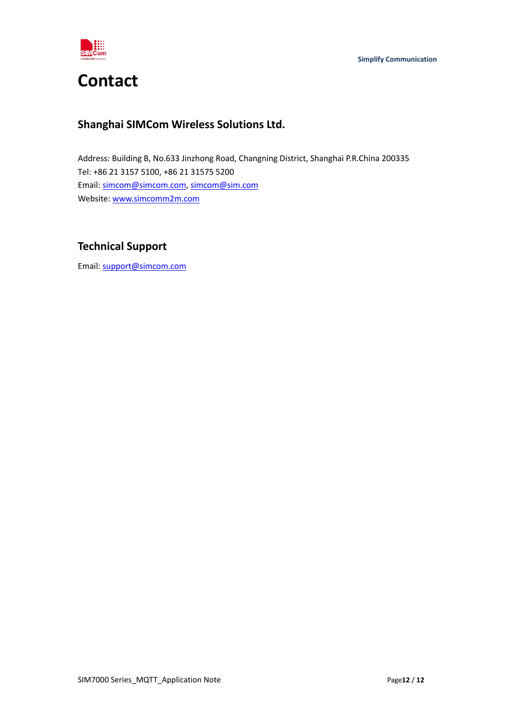# Contact

## Shanghai SIMCom Wireless Solutions Ltd.

Address: Building B, No.633 Jinzhong Road, Changning District, Shanghai P.R.China 200335
Tel: +86 21 3157 5100, +86 21 31575 5200
Email: simcom@simcom.com, simcom@sim.com
Website: www.simcomm2m.com

## Technical Support

Email: support@simcom.com